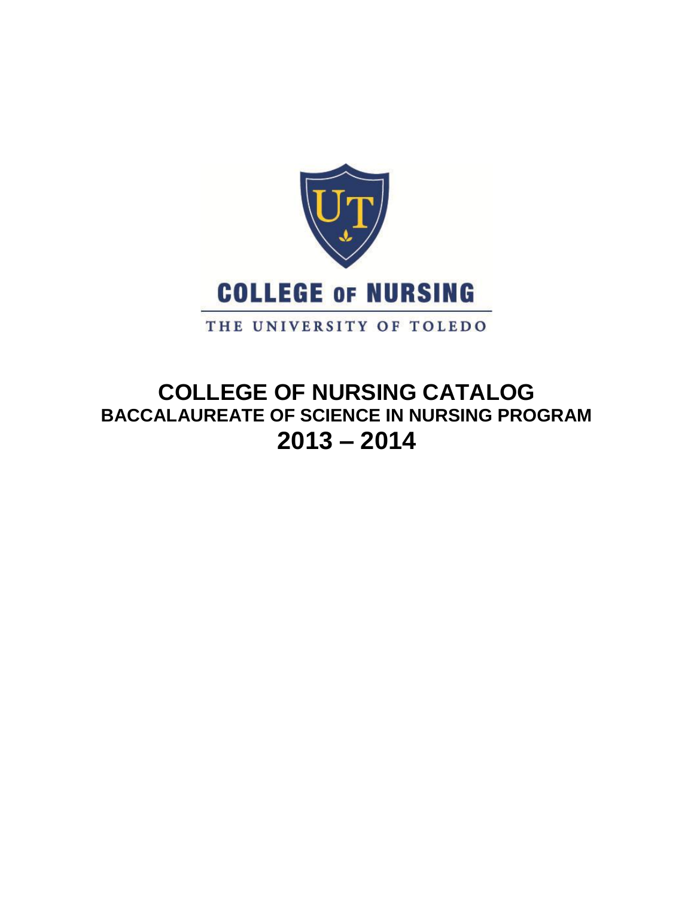COLLEGE OF NURSING

THE UNIVERSITY OF TOLEDO

# COLLEGE OF NURSING CATALOG

## BACCALAUREATE OF SCIENCE IN NURSING PROGRAM

## 2013 – 2014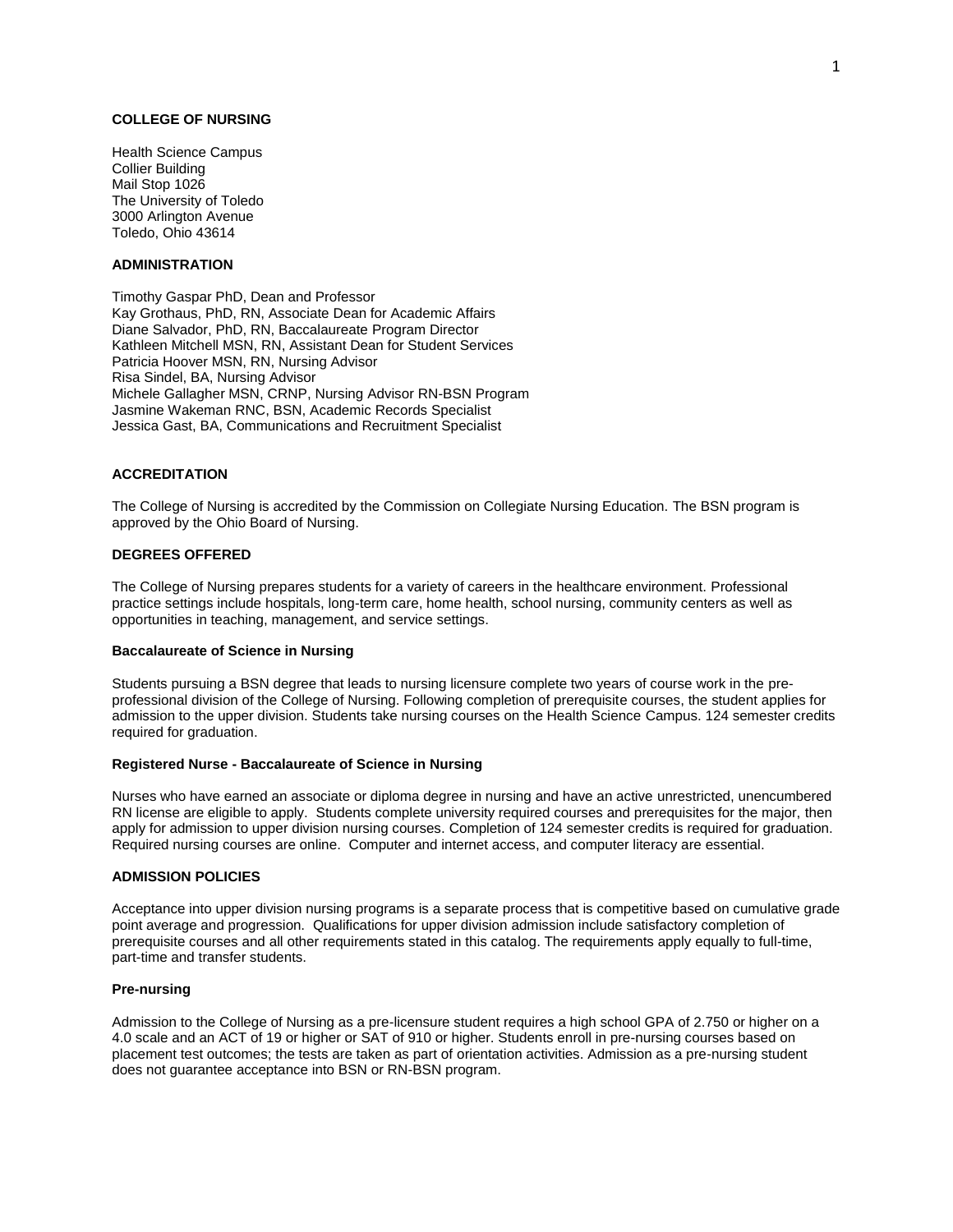# COLLEGE OF NURSING

Health Science Campus
Collier Building
Mail Stop 1026
The University of Toledo
3000 Arlington Avenue
Toledo, Ohio 43614

## ADMINISTRATION

Timothy Gaspar PhD, Dean and Professor
Kay Grothaus, PhD, RN, Associate Dean for Academic Affairs
Diane Salvador, PhD, RN, Baccalaureate Program Director
Kathleen Mitchell MSN, RN, Assistant Dean for Student Services
Patricia Hoover MSN, RN, Nursing Advisor
Risa Sindel, BA, Nursing Advisor
Michele Gallagher MSN, CRNP, Nursing Advisor RN-BSN Program
Jasmine Wakeman RNC, BSN, Academic Records Specialist
Jessica Gast, BA, Communications and Recruitment Specialist

## ACCREDITATION

The College of Nursing is accredited by the Commission on Collegiate Nursing Education. The BSN program is approved by the Ohio Board of Nursing.

## DEGREES OFFERED

The College of Nursing prepares students for a variety of careers in the healthcare environment. Professional practice settings include hospitals, long-term care, home health, school nursing, community centers as well as opportunities in teaching, management, and service settings.

### Baccalaureate of Science in Nursing

Students pursuing a BSN degree that leads to nursing licensure complete two years of course work in the pre-professional division of the College of Nursing. Following completion of prerequisite courses, the student applies for admission to the upper division. Students take nursing courses on the Health Science Campus. 124 semester credits required for graduation.

### Registered Nurse - Baccalaureate of Science in Nursing

Nurses who have earned an associate or diploma degree in nursing and have an active unrestricted, unencumbered RN license are eligible to apply. Students complete university required courses and prerequisites for the major, then apply for admission to upper division nursing courses. Completion of 124 semester credits is required for graduation. Required nursing courses are online. Computer and internet access, and computer literacy are essential.

## ADMISSION POLICIES

Acceptance into upper division nursing programs is a separate process that is competitive based on cumulative grade point average and progression. Qualifications for upper division admission include satisfactory completion of prerequisite courses and all other requirements stated in this catalog. The requirements apply equally to full-time, part-time and transfer students.

### Pre-nursing

Admission to the College of Nursing as a pre-licensure student requires a high school GPA of 2.750 or higher on a 4.0 scale and an ACT of 19 or higher or SAT of 910 or higher. Students enroll in pre-nursing courses based on placement test outcomes; the tests are taken as part of orientation activities. Admission as a pre-nursing student does not guarantee acceptance into BSN or RN-BSN program.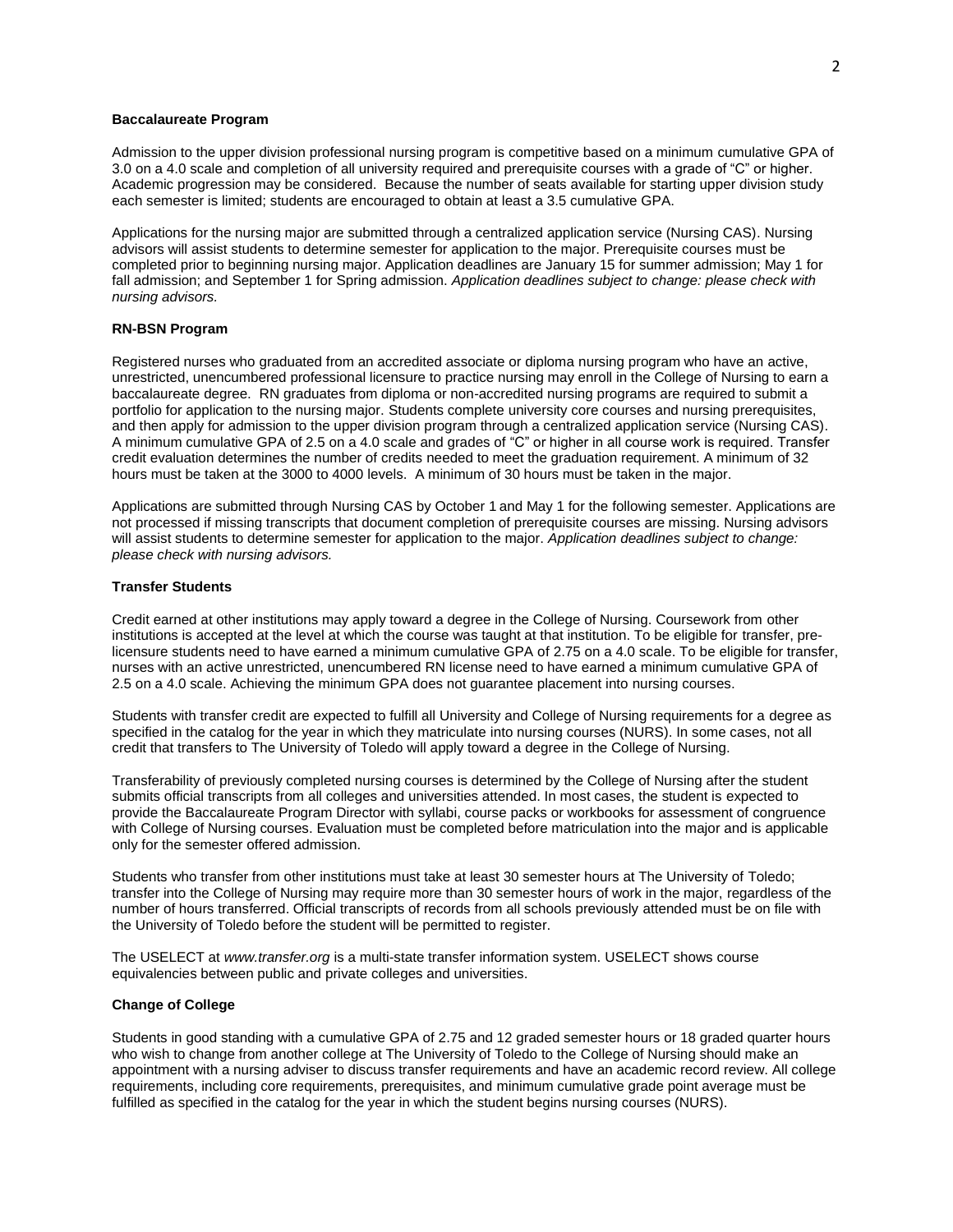**Baccalaureate Program**

Admission to the upper division professional nursing program is competitive based on a minimum cumulative GPA of 3.0 on a 4.0 scale and completion of all university required and prerequisite courses with a grade of "C" or higher. Academic progression may be considered. Because the number of seats available for starting upper division study each semester is limited; students are encouraged to obtain at least a 3.5 cumulative GPA.

Applications for the nursing major are submitted through a centralized application service (Nursing CAS). Nursing advisors will assist students to determine semester for application to the major. Prerequisite courses must be completed prior to beginning nursing major. Application deadlines are January 15 for summer admission; May 1 for fall admission; and September 1 for Spring admission. *Application deadlines subject to change: please check with nursing advisors.*

**RN-BSN Program**

Registered nurses who graduated from an accredited associate or diploma nursing program who have an active, unrestricted, unencumbered professional licensure to practice nursing may enroll in the College of Nursing to earn a baccalaureate degree. RN graduates from diploma or non-accredited nursing programs are required to submit a portfolio for application to the nursing major. Students complete university core courses and nursing prerequisites, and then apply for admission to the upper division program through a centralized application service (Nursing CAS). A minimum cumulative GPA of 2.5 on a 4.0 scale and grades of "C" or higher in all course work is required. Transfer credit evaluation determines the number of credits needed to meet the graduation requirement. A minimum of 32 hours must be taken at the 3000 to 4000 levels. A minimum of 30 hours must be taken in the major.

Applications are submitted through Nursing CAS by October 1 and May 1 for the following semester. Applications are not processed if missing transcripts that document completion of prerequisite courses are missing. Nursing advisors will assist students to determine semester for application to the major. *Application deadlines subject to change: please check with nursing advisors.*

**Transfer Students**

Credit earned at other institutions may apply toward a degree in the College of Nursing. Coursework from other institutions is accepted at the level at which the course was taught at that institution. To be eligible for transfer, pre-licensure students need to have earned a minimum cumulative GPA of 2.75 on a 4.0 scale. To be eligible for transfer, nurses with an active unrestricted, unencumbered RN license need to have earned a minimum cumulative GPA of 2.5 on a 4.0 scale. Achieving the minimum GPA does not guarantee placement into nursing courses.

Students with transfer credit are expected to fulfill all University and College of Nursing requirements for a degree as specified in the catalog for the year in which they matriculate into nursing courses (NURS). In some cases, not all credit that transfers to The University of Toledo will apply toward a degree in the College of Nursing.

Transferability of previously completed nursing courses is determined by the College of Nursing after the student submits official transcripts from all colleges and universities attended. In most cases, the student is expected to provide the Baccalaureate Program Director with syllabi, course packs or workbooks for assessment of congruence with College of Nursing courses. Evaluation must be completed before matriculation into the major and is applicable only for the semester offered admission.

Students who transfer from other institutions must take at least 30 semester hours at The University of Toledo; transfer into the College of Nursing may require more than 30 semester hours of work in the major, regardless of the number of hours transferred. Official transcripts of records from all schools previously attended must be on file with the University of Toledo before the student will be permitted to register.

The USELECT at *www.transfer.org* is a multi-state transfer information system. USELECT shows course equivalencies between public and private colleges and universities.

**Change of College**

Students in good standing with a cumulative GPA of 2.75 and 12 graded semester hours or 18 graded quarter hours who wish to change from another college at The University of Toledo to the College of Nursing should make an appointment with a nursing adviser to discuss transfer requirements and have an academic record review. All college requirements, including core requirements, prerequisites, and minimum cumulative grade point average must be fulfilled as specified in the catalog for the year in which the student begins nursing courses (NURS).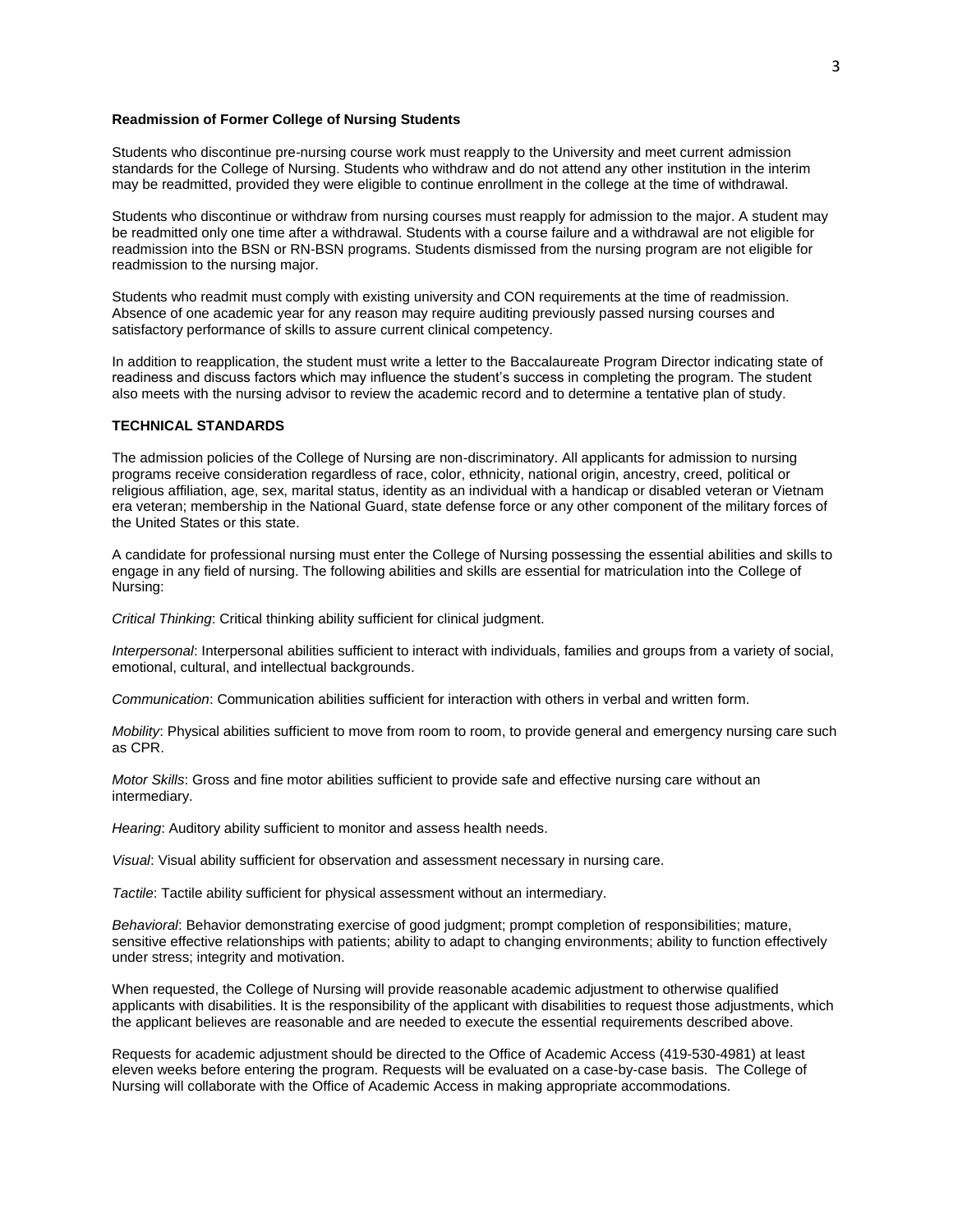**Readmission of Former College of Nursing Students**

Students who discontinue pre-nursing course work must reapply to the University and meet current admission standards for the College of Nursing. Students who withdraw and do not attend any other institution in the interim may be readmitted, provided they were eligible to continue enrollment in the college at the time of withdrawal.

Students who discontinue or withdraw from nursing courses must reapply for admission to the major. A student may be readmitted only one time after a withdrawal. Students with a course failure and a withdrawal are not eligible for readmission into the BSN or RN-BSN programs. Students dismissed from the nursing program are not eligible for readmission to the nursing major.

Students who readmit must comply with existing university and CON requirements at the time of readmission. Absence of one academic year for any reason may require auditing previously passed nursing courses and satisfactory performance of skills to assure current clinical competency.

In addition to reapplication, the student must write a letter to the Baccalaureate Program Director indicating state of readiness and discuss factors which may influence the student's success in completing the program. The student also meets with the nursing advisor to review the academic record and to determine a tentative plan of study.

**TECHNICAL STANDARDS**

The admission policies of the College of Nursing are non-discriminatory. All applicants for admission to nursing programs receive consideration regardless of race, color, ethnicity, national origin, ancestry, creed, political or religious affiliation, age, sex, marital status, identity as an individual with a handicap or disabled veteran or Vietnam era veteran; membership in the National Guard, state defense force or any other component of the military forces of the United States or this state.

A candidate for professional nursing must enter the College of Nursing possessing the essential abilities and skills to engage in any field of nursing. The following abilities and skills are essential for matriculation into the College of Nursing:

*Critical Thinking*: Critical thinking ability sufficient for clinical judgment.

*Interpersonal*: Interpersonal abilities sufficient to interact with individuals, families and groups from a variety of social, emotional, cultural, and intellectual backgrounds.

*Communication*: Communication abilities sufficient for interaction with others in verbal and written form.

*Mobility*: Physical abilities sufficient to move from room to room, to provide general and emergency nursing care such as CPR.

*Motor Skills*: Gross and fine motor abilities sufficient to provide safe and effective nursing care without an intermediary.

*Hearing*: Auditory ability sufficient to monitor and assess health needs.

*Visual*: Visual ability sufficient for observation and assessment necessary in nursing care.

*Tactile*: Tactile ability sufficient for physical assessment without an intermediary.

*Behavioral*: Behavior demonstrating exercise of good judgment; prompt completion of responsibilities; mature, sensitive effective relationships with patients; ability to adapt to changing environments; ability to function effectively under stress; integrity and motivation.

When requested, the College of Nursing will provide reasonable academic adjustment to otherwise qualified applicants with disabilities. It is the responsibility of the applicant with disabilities to request those adjustments, which the applicant believes are reasonable and are needed to execute the essential requirements described above.

Requests for academic adjustment should be directed to the Office of Academic Access (419-530-4981) at least eleven weeks before entering the program. Requests will be evaluated on a case-by-case basis. The College of Nursing will collaborate with the Office of Academic Access in making appropriate accommodations.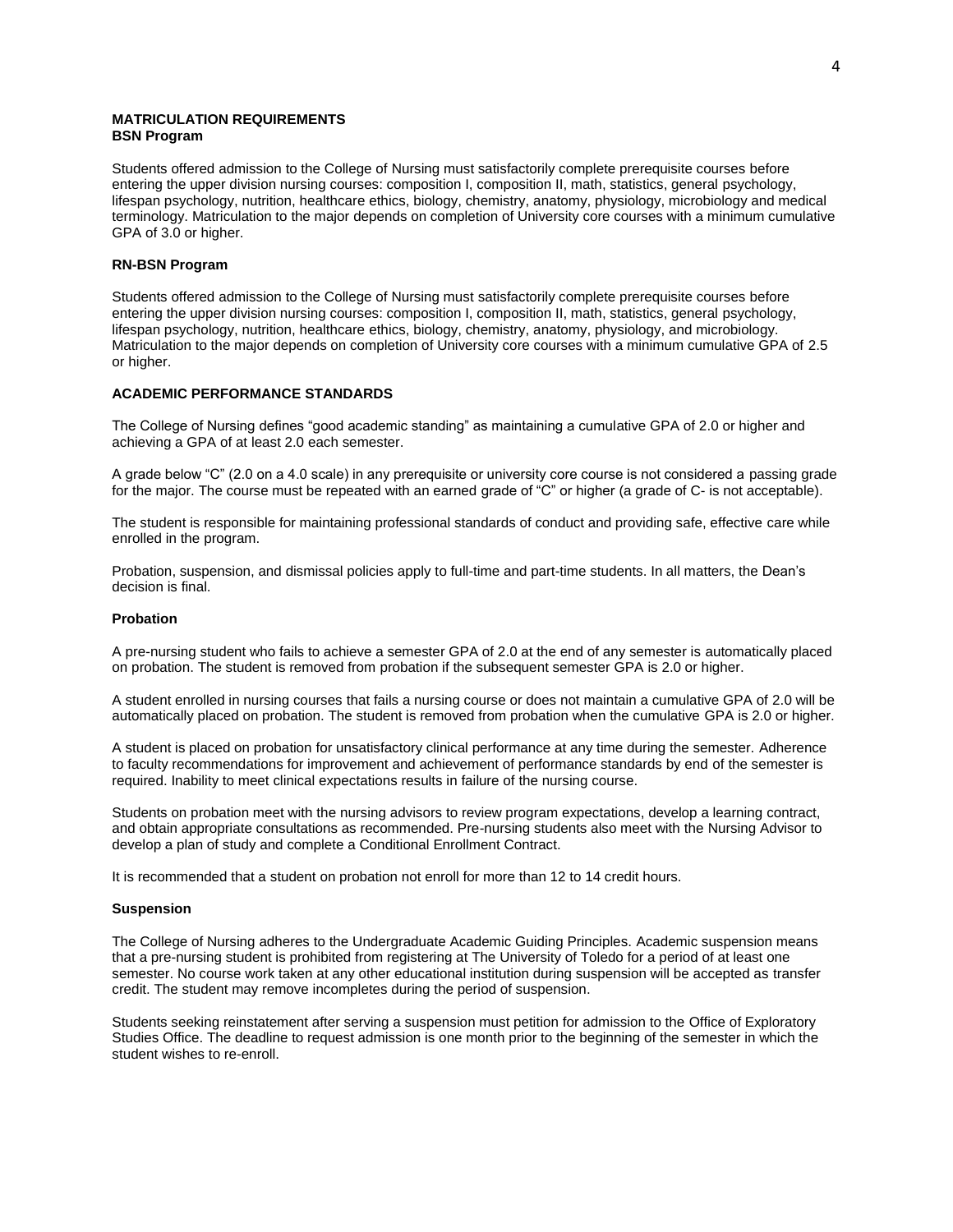## MATRICULATION REQUIREMENTS

### BSN Program

Students offered admission to the College of Nursing must satisfactorily complete prerequisite courses before entering the upper division nursing courses: composition I, composition II, math, statistics, general psychology, lifespan psychology, nutrition, healthcare ethics, biology, chemistry, anatomy, physiology, microbiology and medical terminology. Matriculation to the major depends on completion of University core courses with a minimum cumulative GPA of 3.0 or higher.

### RN-BSN Program

Students offered admission to the College of Nursing must satisfactorily complete prerequisite courses before entering the upper division nursing courses: composition I, composition II, math, statistics, general psychology, lifespan psychology, nutrition, healthcare ethics, biology, chemistry, anatomy, physiology, and microbiology. Matriculation to the major depends on completion of University core courses with a minimum cumulative GPA of 2.5 or higher.

## ACADEMIC PERFORMANCE STANDARDS

The College of Nursing defines "good academic standing" as maintaining a cumulative GPA of 2.0 or higher and achieving a GPA of at least 2.0 each semester.

A grade below "C" (2.0 on a 4.0 scale) in any prerequisite or university core course is not considered a passing grade for the major. The course must be repeated with an earned grade of "C" or higher (a grade of C- is not acceptable).

The student is responsible for maintaining professional standards of conduct and providing safe, effective care while enrolled in the program.

Probation, suspension, and dismissal policies apply to full-time and part-time students. In all matters, the Dean's decision is final.

### Probation

A pre-nursing student who fails to achieve a semester GPA of 2.0 at the end of any semester is automatically placed on probation. The student is removed from probation if the subsequent semester GPA is 2.0 or higher.

A student enrolled in nursing courses that fails a nursing course or does not maintain a cumulative GPA of 2.0 will be automatically placed on probation. The student is removed from probation when the cumulative GPA is 2.0 or higher.

A student is placed on probation for unsatisfactory clinical performance at any time during the semester. Adherence to faculty recommendations for improvement and achievement of performance standards by end of the semester is required. Inability to meet clinical expectations results in failure of the nursing course.

Students on probation meet with the nursing advisors to review program expectations, develop a learning contract, and obtain appropriate consultations as recommended. Pre-nursing students also meet with the Nursing Advisor to develop a plan of study and complete a Conditional Enrollment Contract.

It is recommended that a student on probation not enroll for more than 12 to 14 credit hours.

### Suspension

The College of Nursing adheres to the Undergraduate Academic Guiding Principles. Academic suspension means that a pre-nursing student is prohibited from registering at The University of Toledo for a period of at least one semester. No course work taken at any other educational institution during suspension will be accepted as transfer credit. The student may remove incompletes during the period of suspension.

Students seeking reinstatement after serving a suspension must petition for admission to the Office of Exploratory Studies Office. The deadline to request admission is one month prior to the beginning of the semester in which the student wishes to re-enroll.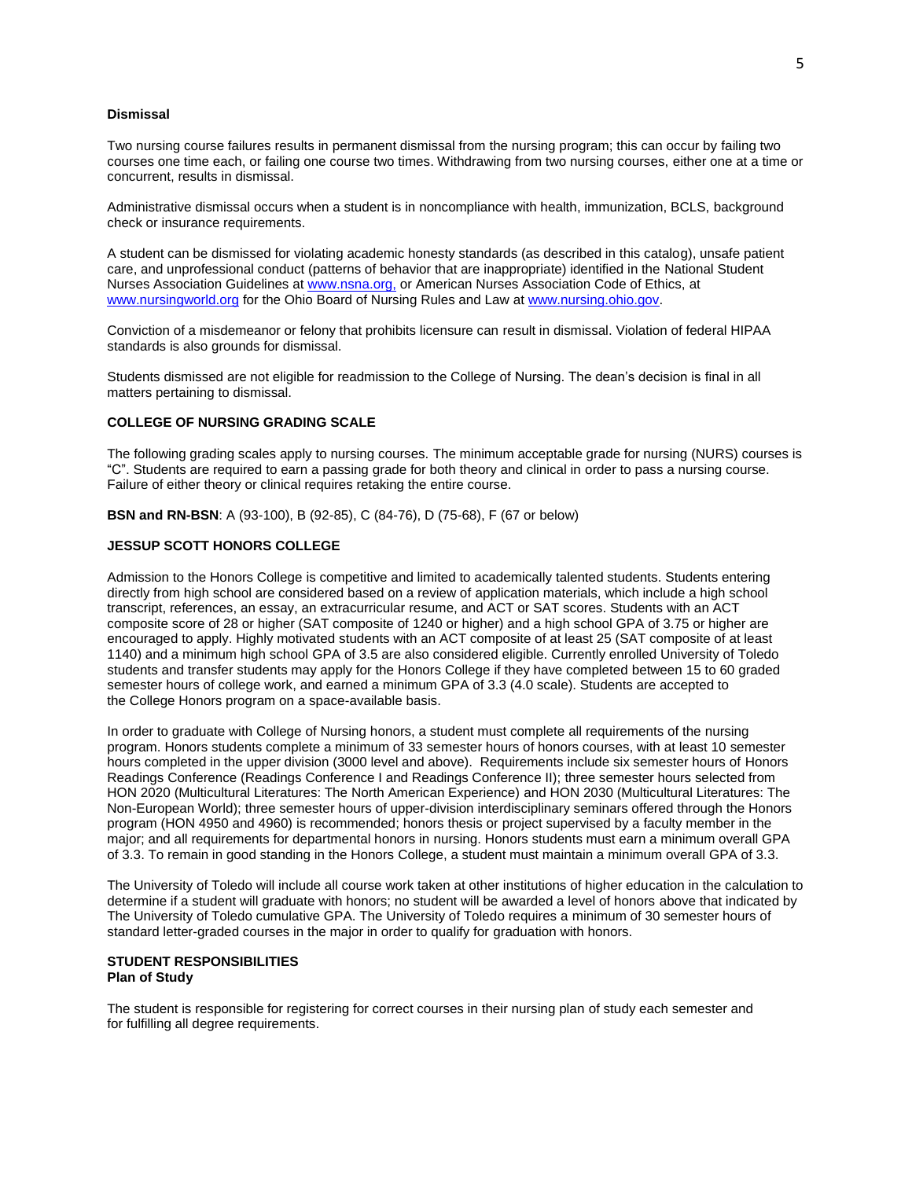**Dismissal**

Two nursing course failures results in permanent dismissal from the nursing program; this can occur by failing two courses one time each, or failing one course two times. Withdrawing from two nursing courses, either one at a time or concurrent, results in dismissal.

Administrative dismissal occurs when a student is in noncompliance with health, immunization, BCLS, background check or insurance requirements.

A student can be dismissed for violating academic honesty standards (as described in this catalog), unsafe patient care, and unprofessional conduct (patterns of behavior that are inappropriate) identified in the National Student Nurses Association Guidelines at www.nsna.org, or American Nurses Association Code of Ethics, at www.nursingworld.org for the Ohio Board of Nursing Rules and Law at www.nursing.ohio.gov.

Conviction of a misdemeanor or felony that prohibits licensure can result in dismissal. Violation of federal HIPAA standards is also grounds for dismissal.

Students dismissed are not eligible for readmission to the College of Nursing. The dean's decision is final in all matters pertaining to dismissal.

**COLLEGE OF NURSING GRADING SCALE**

The following grading scales apply to nursing courses. The minimum acceptable grade for nursing (NURS) courses is "C". Students are required to earn a passing grade for both theory and clinical in order to pass a nursing course. Failure of either theory or clinical requires retaking the entire course.

**BSN and RN-BSN**: A (93-100), B (92-85), C (84-76), D (75-68), F (67 or below)

**JESSUP SCOTT HONORS COLLEGE**

Admission to the Honors College is competitive and limited to academically talented students. Students entering directly from high school are considered based on a review of application materials, which include a high school transcript, references, an essay, an extracurricular resume, and ACT or SAT scores. Students with an ACT composite score of 28 or higher (SAT composite of 1240 or higher) and a high school GPA of 3.75 or higher are encouraged to apply. Highly motivated students with an ACT composite of at least 25 (SAT composite of at least 1140) and a minimum high school GPA of 3.5 are also considered eligible. Currently enrolled University of Toledo students and transfer students may apply for the Honors College if they have completed between 15 to 60 graded semester hours of college work, and earned a minimum GPA of 3.3 (4.0 scale). Students are accepted to the College Honors program on a space-available basis.

In order to graduate with College of Nursing honors, a student must complete all requirements of the nursing program. Honors students complete a minimum of 33 semester hours of honors courses, with at least 10 semester hours completed in the upper division (3000 level and above). Requirements include six semester hours of Honors Readings Conference (Readings Conference I and Readings Conference II); three semester hours selected from HON 2020 (Multicultural Literatures: The North American Experience) and HON 2030 (Multicultural Literatures: The Non-European World); three semester hours of upper-division interdisciplinary seminars offered through the Honors program (HON 4950 and 4960) is recommended; honors thesis or project supervised by a faculty member in the major; and all requirements for departmental honors in nursing. Honors students must earn a minimum overall GPA of 3.3. To remain in good standing in the Honors College, a student must maintain a minimum overall GPA of 3.3.

The University of Toledo will include all course work taken at other institutions of higher education in the calculation to determine if a student will graduate with honors; no student will be awarded a level of honors above that indicated by The University of Toledo cumulative GPA. The University of Toledo requires a minimum of 30 semester hours of standard letter-graded courses in the major in order to qualify for graduation with honors.

**STUDENT RESPONSIBILITIES**
**Plan of Study**

The student is responsible for registering for correct courses in their nursing plan of study each semester and for fulfilling all degree requirements.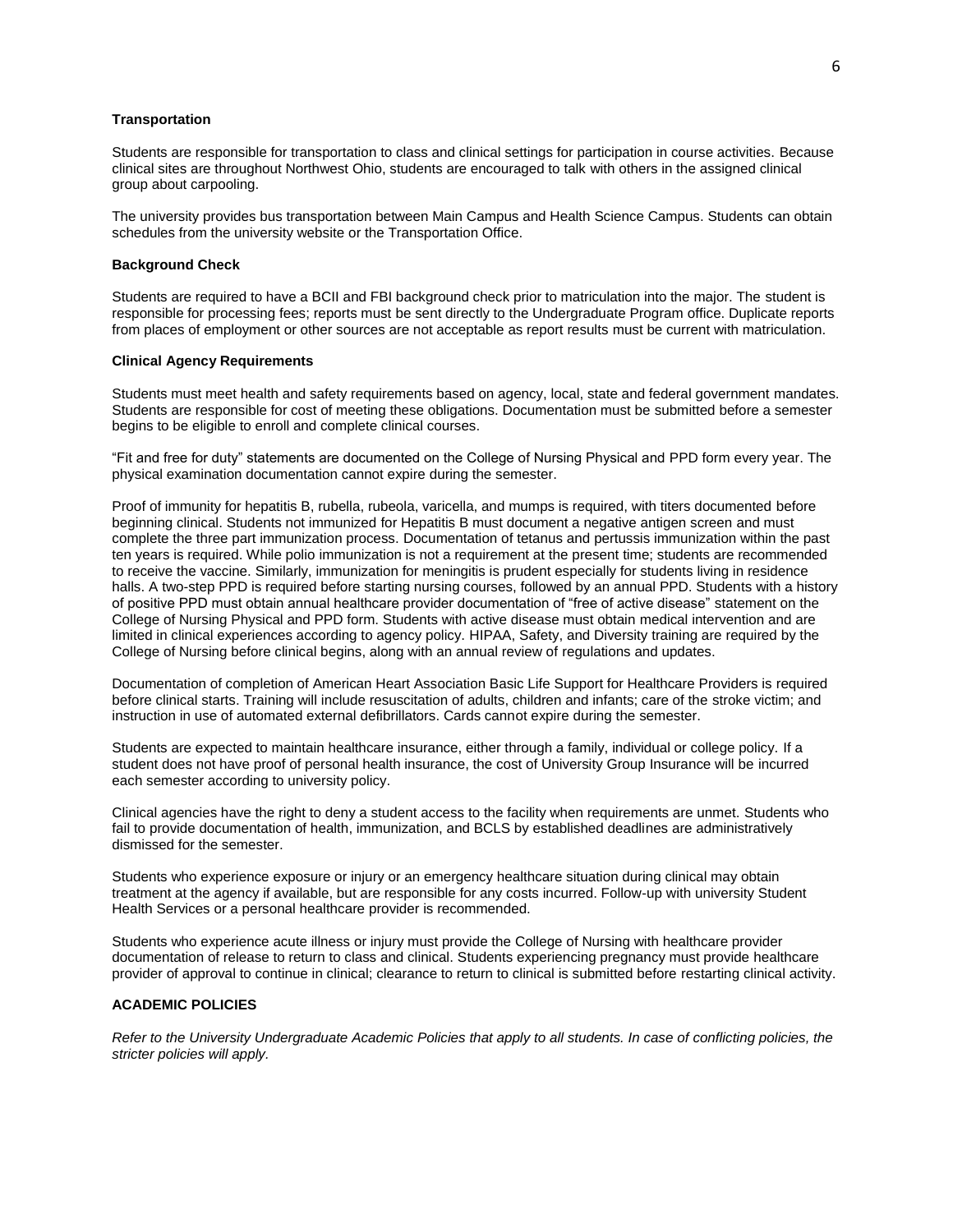**Transportation**

Students are responsible for transportation to class and clinical settings for participation in course activities. Because clinical sites are throughout Northwest Ohio, students are encouraged to talk with others in the assigned clinical group about carpooling.

The university provides bus transportation between Main Campus and Health Science Campus. Students can obtain schedules from the university website or the Transportation Office.

**Background Check**

Students are required to have a BCII and FBI background check prior to matriculation into the major. The student is responsible for processing fees; reports must be sent directly to the Undergraduate Program office. Duplicate reports from places of employment or other sources are not acceptable as report results must be current with matriculation.

**Clinical Agency Requirements**

Students must meet health and safety requirements based on agency, local, state and federal government mandates. Students are responsible for cost of meeting these obligations. Documentation must be submitted before a semester begins to be eligible to enroll and complete clinical courses.

"Fit and free for duty" statements are documented on the College of Nursing Physical and PPD form every year. The physical examination documentation cannot expire during the semester.

Proof of immunity for hepatitis B, rubella, rubeola, varicella, and mumps is required, with titers documented before beginning clinical. Students not immunized for Hepatitis B must document a negative antigen screen and must complete the three part immunization process. Documentation of tetanus and pertussis immunization within the past ten years is required. While polio immunization is not a requirement at the present time; students are recommended to receive the vaccine. Similarly, immunization for meningitis is prudent especially for students living in residence halls. A two-step PPD is required before starting nursing courses, followed by an annual PPD. Students with a history of positive PPD must obtain annual healthcare provider documentation of "free of active disease" statement on the College of Nursing Physical and PPD form. Students with active disease must obtain medical intervention and are limited in clinical experiences according to agency policy. HIPAA, Safety, and Diversity training are required by the College of Nursing before clinical begins, along with an annual review of regulations and updates.

Documentation of completion of American Heart Association Basic Life Support for Healthcare Providers is required before clinical starts. Training will include resuscitation of adults, children and infants; care of the stroke victim; and instruction in use of automated external defibrillators. Cards cannot expire during the semester.

Students are expected to maintain healthcare insurance, either through a family, individual or college policy. If a student does not have proof of personal health insurance, the cost of University Group Insurance will be incurred each semester according to university policy.

Clinical agencies have the right to deny a student access to the facility when requirements are unmet. Students who fail to provide documentation of health, immunization, and BCLS by established deadlines are administratively dismissed for the semester.

Students who experience exposure or injury or an emergency healthcare situation during clinical may obtain treatment at the agency if available, but are responsible for any costs incurred. Follow-up with university Student Health Services or a personal healthcare provider is recommended.

Students who experience acute illness or injury must provide the College of Nursing with healthcare provider documentation of release to return to class and clinical. Students experiencing pregnancy must provide healthcare provider of approval to continue in clinical; clearance to return to clinical is submitted before restarting clinical activity.

## ACADEMIC POLICIES

*Refer to the University Undergraduate Academic Policies that apply to all students. In case of conflicting policies, the stricter policies will apply.*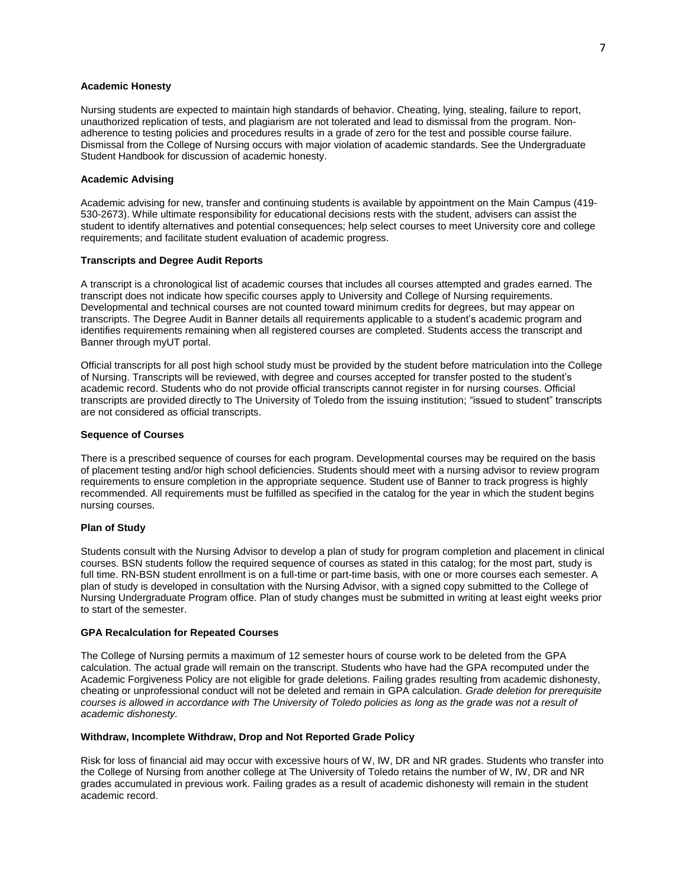**Academic Honesty**

Nursing students are expected to maintain high standards of behavior. Cheating, lying, stealing, failure to report, unauthorized replication of tests, and plagiarism are not tolerated and lead to dismissal from the program. Non-adherence to testing policies and procedures results in a grade of zero for the test and possible course failure. Dismissal from the College of Nursing occurs with major violation of academic standards. See the Undergraduate Student Handbook for discussion of academic honesty.

**Academic Advising**

Academic advising for new, transfer and continuing students is available by appointment on the Main Campus (419-530-2673). While ultimate responsibility for educational decisions rests with the student, advisers can assist the student to identify alternatives and potential consequences; help select courses to meet University core and college requirements; and facilitate student evaluation of academic progress.

**Transcripts and Degree Audit Reports**

A transcript is a chronological list of academic courses that includes all courses attempted and grades earned. The transcript does not indicate how specific courses apply to University and College of Nursing requirements. Developmental and technical courses are not counted toward minimum credits for degrees, but may appear on transcripts. The Degree Audit in Banner details all requirements applicable to a student's academic program and identifies requirements remaining when all registered courses are completed. Students access the transcript and Banner through myUT portal.

Official transcripts for all post high school study must be provided by the student before matriculation into the College of Nursing. Transcripts will be reviewed, with degree and courses accepted for transfer posted to the student's academic record. Students who do not provide official transcripts cannot register in for nursing courses. Official transcripts are provided directly to The University of Toledo from the issuing institution; "issued to student" transcripts are not considered as official transcripts.

**Sequence of Courses**

There is a prescribed sequence of courses for each program. Developmental courses may be required on the basis of placement testing and/or high school deficiencies. Students should meet with a nursing advisor to review program requirements to ensure completion in the appropriate sequence. Student use of Banner to track progress is highly recommended. All requirements must be fulfilled as specified in the catalog for the year in which the student begins nursing courses.

**Plan of Study**

Students consult with the Nursing Advisor to develop a plan of study for program completion and placement in clinical courses. BSN students follow the required sequence of courses as stated in this catalog; for the most part, study is full time. RN-BSN student enrollment is on a full-time or part-time basis, with one or more courses each semester. A plan of study is developed in consultation with the Nursing Advisor, with a signed copy submitted to the College of Nursing Undergraduate Program office. Plan of study changes must be submitted in writing at least eight weeks prior to start of the semester.

**GPA Recalculation for Repeated Courses**

The College of Nursing permits a maximum of 12 semester hours of course work to be deleted from the GPA calculation. The actual grade will remain on the transcript. Students who have had the GPA recomputed under the Academic Forgiveness Policy are not eligible for grade deletions. Failing grades resulting from academic dishonesty, cheating or unprofessional conduct will not be deleted and remain in GPA calculation. *Grade deletion for prerequisite courses is allowed in accordance with The University of Toledo policies as long as the grade was not a result of academic dishonesty.*

**Withdraw, Incomplete Withdraw, Drop and Not Reported Grade Policy**

Risk for loss of financial aid may occur with excessive hours of W, IW, DR and NR grades. Students who transfer into the College of Nursing from another college at The University of Toledo retains the number of W, IW, DR and NR grades accumulated in previous work. Failing grades as a result of academic dishonesty will remain in the student academic record.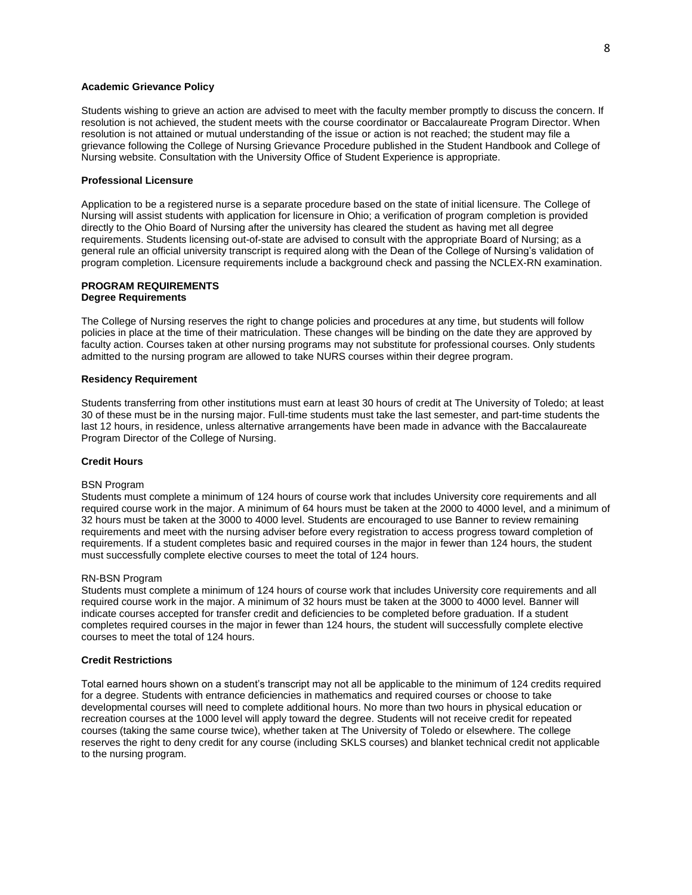**Academic Grievance Policy**

Students wishing to grieve an action are advised to meet with the faculty member promptly to discuss the concern. If resolution is not achieved, the student meets with the course coordinator or Baccalaureate Program Director. When resolution is not attained or mutual understanding of the issue or action is not reached; the student may file a grievance following the College of Nursing Grievance Procedure published in the Student Handbook and College of Nursing website. Consultation with the University Office of Student Experience is appropriate.

**Professional Licensure**

Application to be a registered nurse is a separate procedure based on the state of initial licensure. The College of Nursing will assist students with application for licensure in Ohio; a verification of program completion is provided directly to the Ohio Board of Nursing after the university has cleared the student as having met all degree requirements. Students licensing out-of-state are advised to consult with the appropriate Board of Nursing; as a general rule an official university transcript is required along with the Dean of the College of Nursing's validation of program completion. Licensure requirements include a background check and passing the NCLEX-RN examination.

**PROGRAM REQUIREMENTS**
**Degree Requirements**

The College of Nursing reserves the right to change policies and procedures at any time, but students will follow policies in place at the time of their matriculation. These changes will be binding on the date they are approved by faculty action. Courses taken at other nursing programs may not substitute for professional courses. Only students admitted to the nursing program are allowed to take NURS courses within their degree program.

**Residency Requirement**

Students transferring from other institutions must earn at least 30 hours of credit at The University of Toledo; at least 30 of these must be in the nursing major. Full-time students must take the last semester, and part-time students the last 12 hours, in residence, unless alternative arrangements have been made in advance with the Baccalaureate Program Director of the College of Nursing.

**Credit Hours**

BSN Program
Students must complete a minimum of 124 hours of course work that includes University core requirements and all required course work in the major. A minimum of 64 hours must be taken at the 2000 to 4000 level, and a minimum of 32 hours must be taken at the 3000 to 4000 level. Students are encouraged to use Banner to review remaining requirements and meet with the nursing adviser before every registration to access progress toward completion of requirements. If a student completes basic and required courses in the major in fewer than 124 hours, the student must successfully complete elective courses to meet the total of 124 hours.

RN-BSN Program
Students must complete a minimum of 124 hours of course work that includes University core requirements and all required course work in the major. A minimum of 32 hours must be taken at the 3000 to 4000 level. Banner will indicate courses accepted for transfer credit and deficiencies to be completed before graduation. If a student completes required courses in the major in fewer than 124 hours, the student will successfully complete elective courses to meet the total of 124 hours.

**Credit Restrictions**

Total earned hours shown on a student's transcript may not all be applicable to the minimum of 124 credits required for a degree. Students with entrance deficiencies in mathematics and required courses or choose to take developmental courses will need to complete additional hours. No more than two hours in physical education or recreation courses at the 1000 level will apply toward the degree. Students will not receive credit for repeated courses (taking the same course twice), whether taken at The University of Toledo or elsewhere. The college reserves the right to deny credit for any course (including SKLS courses) and blanket technical credit not applicable to the nursing program.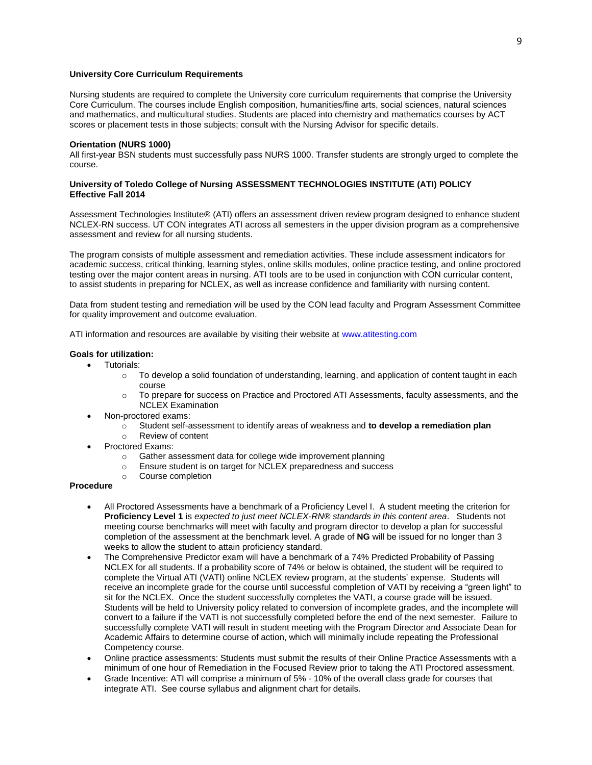**University Core Curriculum Requirements**

Nursing students are required to complete the University core curriculum requirements that comprise the University Core Curriculum. The courses include English composition, humanities/fine arts, social sciences, natural sciences and mathematics, and multicultural studies. Students are placed into chemistry and mathematics courses by ACT scores or placement tests in those subjects; consult with the Nursing Advisor for specific details.

**Orientation (NURS 1000)**

All first-year BSN students must successfully pass NURS 1000. Transfer students are strongly urged to complete the course.

**University of Toledo College of Nursing ASSESSMENT TECHNOLOGIES INSTITUTE (ATI) POLICY Effective Fall 2014**

Assessment Technologies Institute® (ATI) offers an assessment driven review program designed to enhance student NCLEX-RN success. UT CON integrates ATI across all semesters in the upper division program as a comprehensive assessment and review for all nursing students.

The program consists of multiple assessment and remediation activities. These include assessment indicators for academic success, critical thinking, learning styles, online skills modules, online practice testing, and online proctored testing over the major content areas in nursing. ATI tools are to be used in conjunction with CON curricular content, to assist students in preparing for NCLEX, as well as increase confidence and familiarity with nursing content.

Data from student testing and remediation will be used by the CON lead faculty and Program Assessment Committee for quality improvement and outcome evaluation.

ATI information and resources are available by visiting their website at www.atitesting.com

**Goals for utilization:**

- Tutorials:
  - To develop a solid foundation of understanding, learning, and application of content taught in each course
  - To prepare for success on Practice and Proctored ATI Assessments, faculty assessments, and the NCLEX Examination
- Non-proctored exams:
  - Student self-assessment to identify areas of weakness and **to develop a remediation plan**
  - Review of content
- Proctored Exams:
  - Gather assessment data for college wide improvement planning
  - Ensure student is on target for NCLEX preparedness and success
  - Course completion

**Procedure**

- All Proctored Assessments have a benchmark of a Proficiency Level I. A student meeting the criterion for **Proficiency Level 1** is *expected to just meet NCLEX-RN® standards in this content area*. Students not meeting course benchmarks will meet with faculty and program director to develop a plan for successful completion of the assessment at the benchmark level. A grade of **NG** will be issued for no longer than 3 weeks to allow the student to attain proficiency standard.
- The Comprehensive Predictor exam will have a benchmark of a 74% Predicted Probability of Passing NCLEX for all students. If a probability score of 74% or below is obtained, the student will be required to complete the Virtual ATI (VATI) online NCLEX review program, at the students' expense. Students will receive an incomplete grade for the course until successful completion of VATI by receiving a "green light" to sit for the NCLEX. Once the student successfully completes the VATI, a course grade will be issued. Students will be held to University policy related to conversion of incomplete grades, and the incomplete will convert to a failure if the VATI is not successfully completed before the end of the next semester. Failure to successfully complete VATI will result in student meeting with the Program Director and Associate Dean for Academic Affairs to determine course of action, which will minimally include repeating the Professional Competency course.
- Online practice assessments: Students must submit the results of their Online Practice Assessments with a minimum of one hour of Remediation in the Focused Review prior to taking the ATI Proctored assessment.
- Grade Incentive: ATI will comprise a minimum of 5% - 10% of the overall class grade for courses that integrate ATI. See course syllabus and alignment chart for details.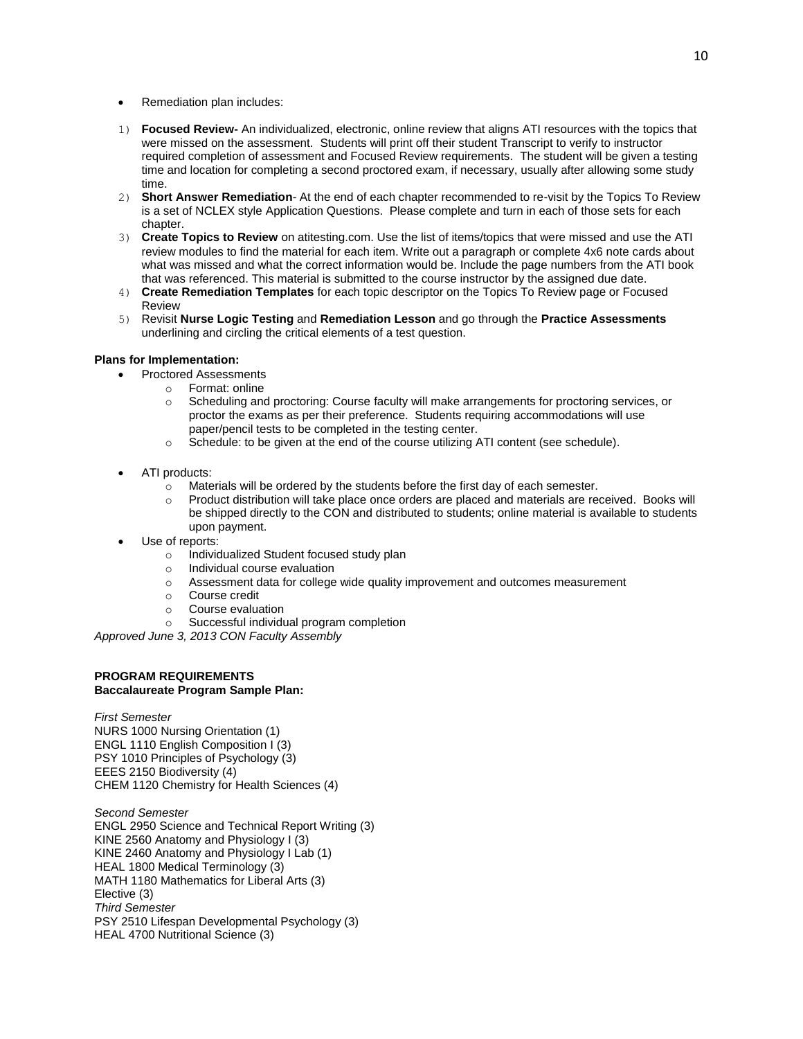- Remediation plan includes:

1) **Focused Review-** An individualized, electronic, online review that aligns ATI resources with the topics that were missed on the assessment. Students will print off their student Transcript to verify to instructor required completion of assessment and Focused Review requirements. The student will be given a testing time and location for completing a second proctored exam, if necessary, usually after allowing some study time.
2) **Short Answer Remediation**- At the end of each chapter recommended to re-visit by the Topics To Review is a set of NCLEX style Application Questions. Please complete and turn in each of those sets for each chapter.
3) **Create Topics to Review** on atitesting.com. Use the list of items/topics that were missed and use the ATI review modules to find the material for each item. Write out a paragraph or complete 4x6 note cards about what was missed and what the correct information would be. Include the page numbers from the ATI book that was referenced. This material is submitted to the course instructor by the assigned due date.
4) **Create Remediation Templates** for each topic descriptor on the Topics To Review page or Focused Review
5) Revisit **Nurse Logic Testing** and **Remediation Lesson** and go through the **Practice Assessments** underlining and circling the critical elements of a test question.

**Plans for Implementation:**

- Proctored Assessments
  - Format: online
  - Scheduling and proctoring: Course faculty will make arrangements for proctoring services, or proctor the exams as per their preference. Students requiring accommodations will use paper/pencil tests to be completed in the testing center.
  - Schedule: to be given at the end of the course utilizing ATI content (see schedule).

- ATI products:
  - Materials will be ordered by the students before the first day of each semester.
  - Product distribution will take place once orders are placed and materials are received. Books will be shipped directly to the CON and distributed to students; online material is available to students upon payment.
- Use of reports:
  - Individualized Student focused study plan
  - Individual course evaluation
  - Assessment data for college wide quality improvement and outcomes measurement
  - Course credit
  - Course evaluation
  - Successful individual program completion

*Approved June 3, 2013 CON Faculty Assembly*

**PROGRAM REQUIREMENTS**
**Baccalaureate Program Sample Plan:**

*First Semester*
NURS 1000 Nursing Orientation (1)
ENGL 1110 English Composition I (3)
PSY 1010 Principles of Psychology (3)
EEES 2150 Biodiversity (4)
CHEM 1120 Chemistry for Health Sciences (4)

*Second Semester*
ENGL 2950 Science and Technical Report Writing (3)
KINE 2560 Anatomy and Physiology I (3)
KINE 2460 Anatomy and Physiology I Lab (1)
HEAL 1800 Medical Terminology (3)
MATH 1180 Mathematics for Liberal Arts (3)
Elective (3)
*Third Semester*
PSY 2510 Lifespan Developmental Psychology (3)
HEAL 4700 Nutritional Science (3)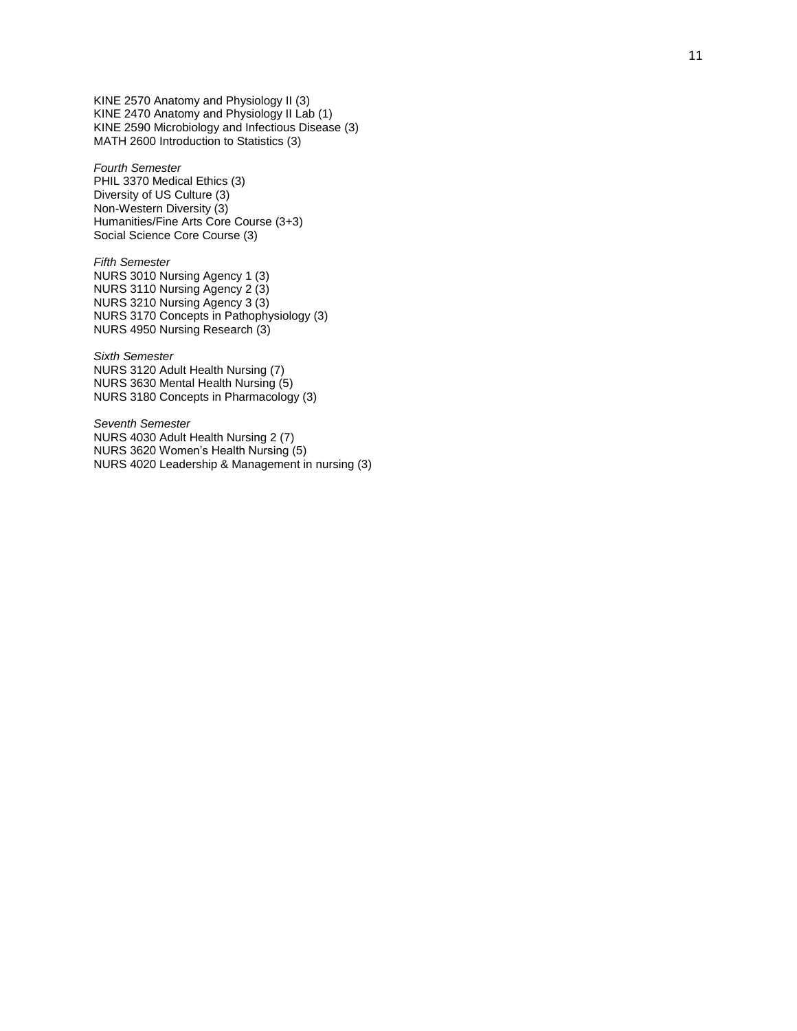KINE 2570 Anatomy and Physiology II (3)
KINE 2470 Anatomy and Physiology II Lab (1)
KINE 2590 Microbiology and Infectious Disease (3)
MATH 2600 Introduction to Statistics (3)

*Fourth Semester*
PHIL 3370 Medical Ethics (3)
Diversity of US Culture (3)
Non-Western Diversity (3)
Humanities/Fine Arts Core Course (3+3)
Social Science Core Course (3)

*Fifth Semester*
NURS 3010 Nursing Agency 1 (3)
NURS 3110 Nursing Agency 2 (3)
NURS 3210 Nursing Agency 3 (3)
NURS 3170 Concepts in Pathophysiology (3)
NURS 4950 Nursing Research (3)

*Sixth Semester*
NURS 3120 Adult Health Nursing (7)
NURS 3630 Mental Health Nursing (5)
NURS 3180 Concepts in Pharmacology (3)

*Seventh Semester*
NURS 4030 Adult Health Nursing 2 (7)
NURS 3620 Women's Health Nursing (5)
NURS 4020 Leadership & Management in nursing (3)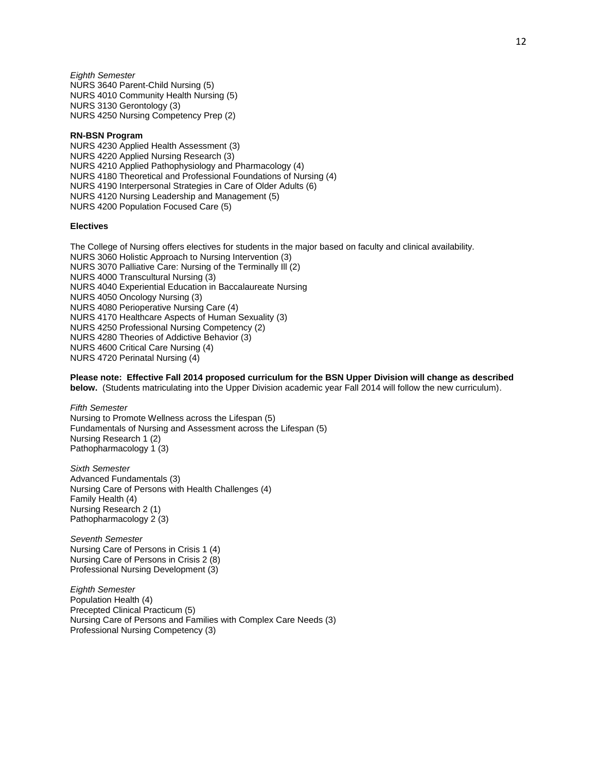*Eighth Semester*
NURS 3640 Parent-Child Nursing (5)
NURS 4010 Community Health Nursing (5)
NURS 3130 Gerontology (3)
NURS 4250 Nursing Competency Prep (2)

**RN-BSN Program**
NURS 4230 Applied Health Assessment (3)
NURS 4220 Applied Nursing Research (3)
NURS 4210 Applied Pathophysiology and Pharmacology (4)
NURS 4180 Theoretical and Professional Foundations of Nursing (4)
NURS 4190 Interpersonal Strategies in Care of Older Adults (6)
NURS 4120 Nursing Leadership and Management (5)
NURS 4200 Population Focused Care (5)

**Electives**

The College of Nursing offers electives for students in the major based on faculty and clinical availability.
NURS 3060 Holistic Approach to Nursing Intervention (3)
NURS 3070 Palliative Care: Nursing of the Terminally Ill (2)
NURS 4000 Transcultural Nursing (3)
NURS 4040 Experiential Education in Baccalaureate Nursing
NURS 4050 Oncology Nursing (3)
NURS 4080 Perioperative Nursing Care (4)
NURS 4170 Healthcare Aspects of Human Sexuality (3)
NURS 4250 Professional Nursing Competency (2)
NURS 4280 Theories of Addictive Behavior (3)
NURS 4600 Critical Care Nursing (4)
NURS 4720 Perinatal Nursing (4)

**Please note: Effective Fall 2014 proposed curriculum for the BSN Upper Division will change as described below.** (Students matriculating into the Upper Division academic year Fall 2014 will follow the new curriculum).

*Fifth Semester*
Nursing to Promote Wellness across the Lifespan (5)
Fundamentals of Nursing and Assessment across the Lifespan (5)
Nursing Research 1 (2)
Pathopharmacology 1 (3)

*Sixth Semester*
Advanced Fundamentals (3)
Nursing Care of Persons with Health Challenges (4)
Family Health (4)
Nursing Research 2 (1)
Pathopharmacology 2 (3)

*Seventh Semester*
Nursing Care of Persons in Crisis 1 (4)
Nursing Care of Persons in Crisis 2 (8)
Professional Nursing Development (3)

*Eighth Semester*
Population Health (4)
Precepted Clinical Practicum (5)
Nursing Care of Persons and Families with Complex Care Needs (3)
Professional Nursing Competency (3)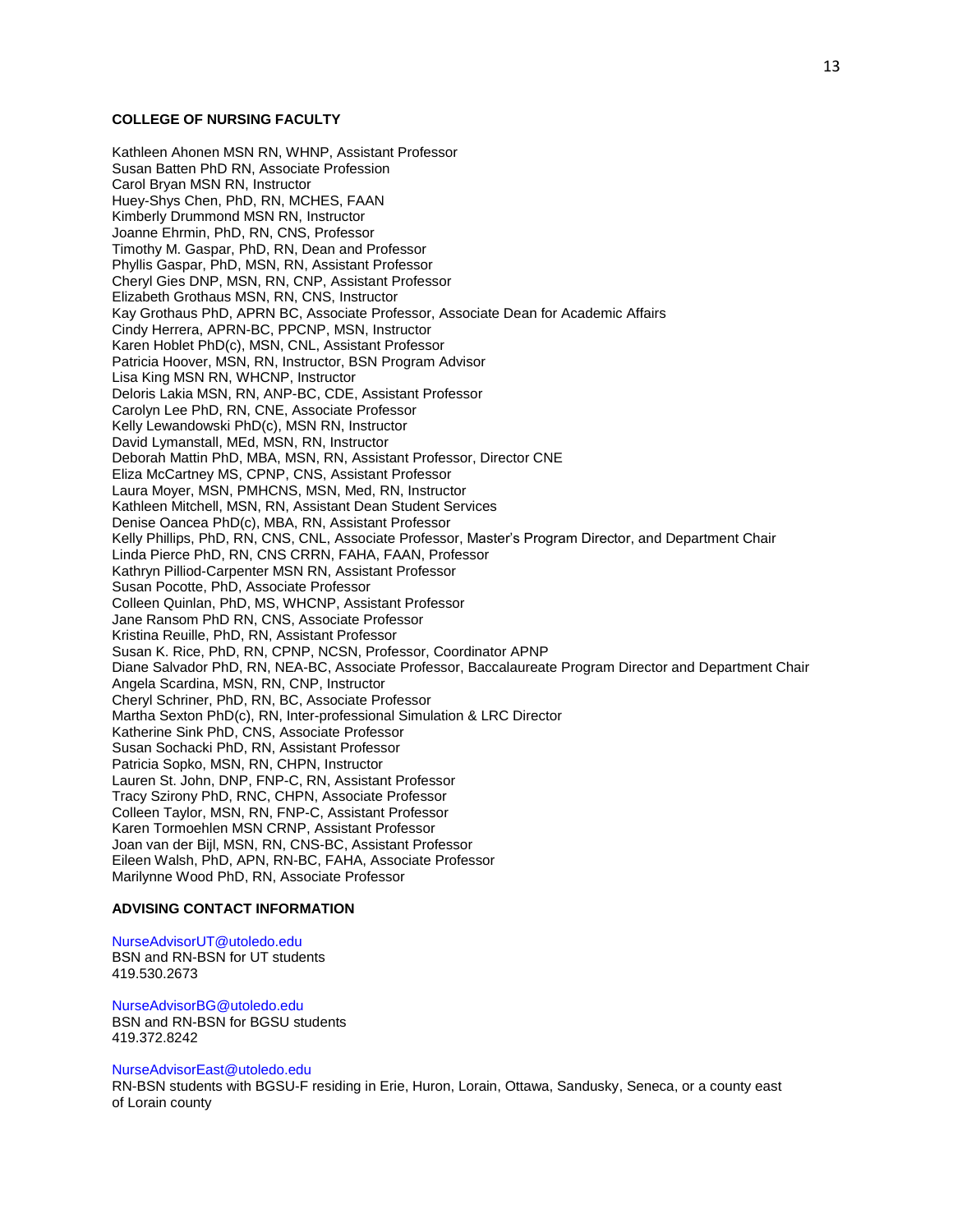### COLLEGE OF NURSING FACULTY

Kathleen Ahonen MSN RN, WHNP, Assistant Professor
Susan Batten PhD RN, Associate Profession
Carol Bryan MSN RN, Instructor
Huey-Shys Chen, PhD, RN, MCHES, FAAN
Kimberly Drummond MSN RN, Instructor
Joanne Ehrmin, PhD, RN, CNS, Professor
Timothy M. Gaspar, PhD, RN, Dean and Professor
Phyllis Gaspar, PhD, MSN, RN, Assistant Professor
Cheryl Gies DNP, MSN, RN, CNP, Assistant Professor
Elizabeth Grothaus MSN, RN, CNS, Instructor
Kay Grothaus PhD, APRN BC, Associate Professor, Associate Dean for Academic Affairs
Cindy Herrera, APRN-BC, PPCNP, MSN, Instructor
Karen Hoblet PhD(c), MSN, CNL, Assistant Professor
Patricia Hoover, MSN, RN, Instructor, BSN Program Advisor
Lisa King MSN RN, WHCNP, Instructor
Deloris Lakia MSN, RN, ANP-BC, CDE, Assistant Professor
Carolyn Lee PhD, RN, CNE, Associate Professor
Kelly Lewandowski PhD(c), MSN RN, Instructor
David Lymanstall, MEd, MSN, RN, Instructor
Deborah Mattin PhD, MBA, MSN, RN, Assistant Professor, Director CNE
Eliza McCartney MS, CPNP, CNS, Assistant Professor
Laura Moyer, MSN, PMHCNS, MSN, Med, RN, Instructor
Kathleen Mitchell, MSN, RN, Assistant Dean Student Services
Denise Oancea PhD(c), MBA, RN, Assistant Professor
Kelly Phillips, PhD, RN, CNS, CNL, Associate Professor, Master's Program Director, and Department Chair
Linda Pierce PhD, RN, CNS CRRN, FAHA, FAAN, Professor
Kathryn Pilliod-Carpenter MSN RN, Assistant Professor
Susan Pocotte, PhD, Associate Professor
Colleen Quinlan, PhD, MS, WHCNP, Assistant Professor
Jane Ransom PhD RN, CNS, Associate Professor
Kristina Reuille, PhD, RN, Assistant Professor
Susan K. Rice, PhD, RN, CPNP, NCSN, Professor, Coordinator APNP
Diane Salvador PhD, RN, NEA-BC, Associate Professor, Baccalaureate Program Director and Department Chair
Angela Scardina, MSN, RN, CNP, Instructor
Cheryl Schriner, PhD, RN, BC, Associate Professor
Martha Sexton PhD(c), RN, Inter-professional Simulation & LRC Director
Katherine Sink PhD, CNS, Associate Professor
Susan Sochacki PhD, RN, Assistant Professor
Patricia Sopko, MSN, RN, CHPN, Instructor
Lauren St. John, DNP, FNP-C, RN, Assistant Professor
Tracy Szirony PhD, RNC, CHPN, Associate Professor
Colleen Taylor, MSN, RN, FNP-C, Assistant Professor
Karen Tormoehlen MSN CRNP, Assistant Professor
Joan van der Bijl, MSN, RN, CNS-BC, Assistant Professor
Eileen Walsh, PhD, APN, RN-BC, FAHA, Associate Professor
Marilynne Wood PhD, RN, Associate Professor

### ADVISING CONTACT INFORMATION

NurseAdvisorUT@utoledo.edu
BSN and RN-BSN for UT students
419.530.2673

NurseAdvisorBG@utoledo.edu
BSN and RN-BSN for BGSU students
419.372.8242

NurseAdvisorEast@utoledo.edu
RN-BSN students with BGSU-F residing in Erie, Huron, Lorain, Ottawa, Sandusky, Seneca, or a county east of Lorain county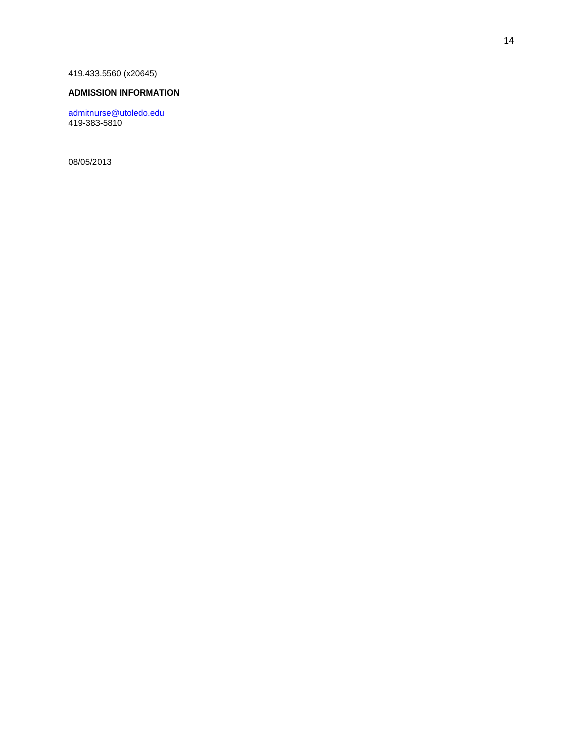419.433.5560 (x20645)

**ADMISSION INFORMATION**

admitnurse@utoledo.edu
419-383-5810

08/05/2013